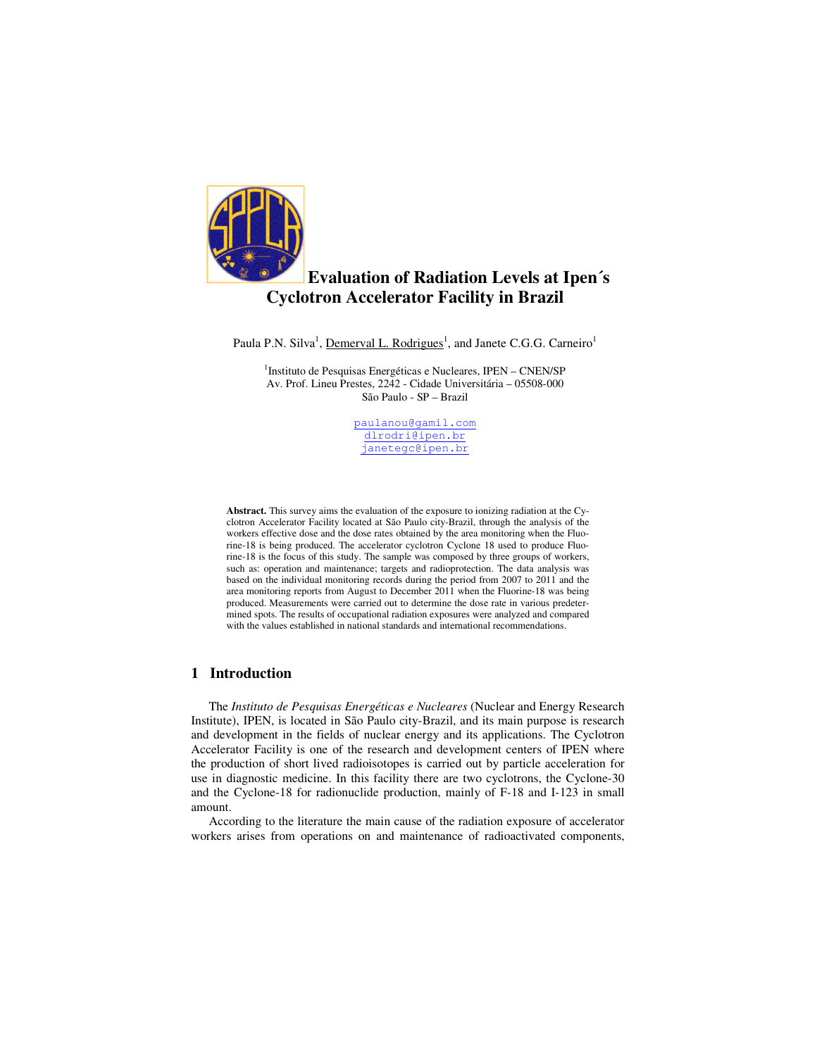# Evaluation of Radiation Levels at Ipen´s Cyclotron Accelerator Facility in Brazil

Paula P.N. Silva[1], Demerval L. Rodrigues[1], and Janete C.G.G. Carneiro[1]

[1]Instituto de Pesquisas Energéticas e Nucleares, IPEN – CNEN/SP
Av. Prof. Lineu Prestes, 2242 - Cidade Universitária – 05508-000
São Paulo - SP – Brazil

paulanou@gamil.com
dlrodri@ipen.br
janetegc@ipen.br

**Abstract.** This survey aims the evaluation of the exposure to ionizing radiation at the Cyclotron Accelerator Facility located at São Paulo city-Brazil, through the analysis of the workers effective dose and the dose rates obtained by the area monitoring when the Fluorine-18 is being produced. The accelerator cyclotron Cyclone 18 used to produce Fluorine-18 is the focus of this study. The sample was composed by three groups of workers, such as: operation and maintenance; targets and radioprotection. The data analysis was based on the individual monitoring records during the period from 2007 to 2011 and the area monitoring reports from August to December 2011 when the Fluorine-18 was being produced. Measurements were carried out to determine the dose rate in various predetermined spots. The results of occupational radiation exposures were analyzed and compared with the values established in national standards and international recommendations.

## 1 Introduction

The *Instituto de Pesquisas Energéticas e Nucleares* (Nuclear and Energy Research Institute), IPEN, is located in São Paulo city-Brazil, and its main purpose is research and development in the fields of nuclear energy and its applications. The Cyclotron Accelerator Facility is one of the research and development centers of IPEN where the production of short lived radioisotopes is carried out by particle acceleration for use in diagnostic medicine. In this facility there are two cyclotrons, the Cyclone-30 and the Cyclone-18 for radionuclide production, mainly of F-18 and I-123 in small amount.

According to the literature the main cause of the radiation exposure of accelerator workers arises from operations on and maintenance of radioactivated components,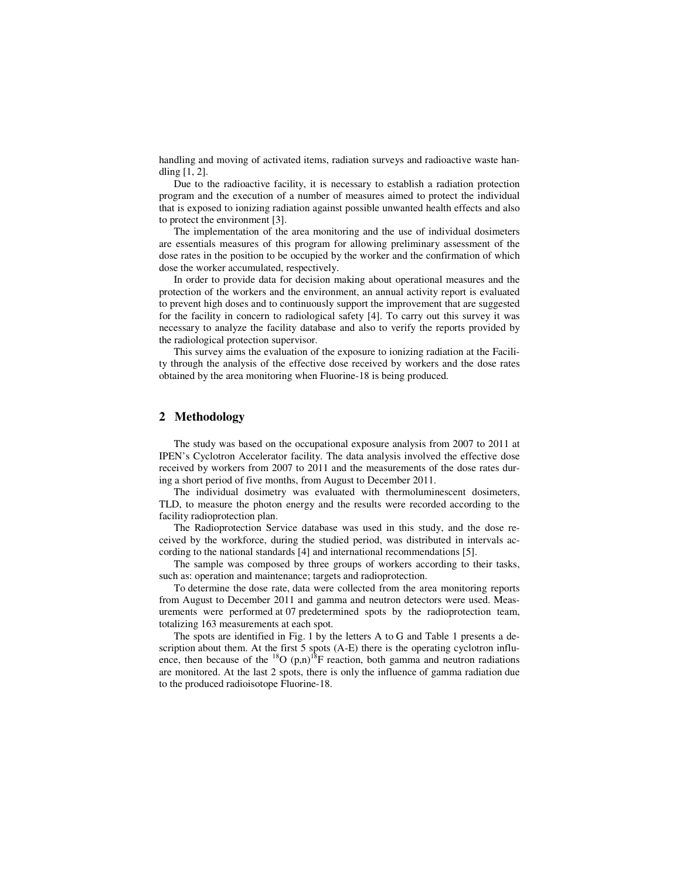handling and moving of activated items, radiation surveys and radioactive waste handling [1, 2].

Due to the radioactive facility, it is necessary to establish a radiation protection program and the execution of a number of measures aimed to protect the individual that is exposed to ionizing radiation against possible unwanted health effects and also to protect the environment [3].

The implementation of the area monitoring and the use of individual dosimeters are essentials measures of this program for allowing preliminary assessment of the dose rates in the position to be occupied by the worker and the confirmation of which dose the worker accumulated, respectively.

In order to provide data for decision making about operational measures and the protection of the workers and the environment, an annual activity report is evaluated to prevent high doses and to continuously support the improvement that are suggested for the facility in concern to radiological safety [4]. To carry out this survey it was necessary to analyze the facility database and also to verify the reports provided by the radiological protection supervisor.

This survey aims the evaluation of the exposure to ionizing radiation at the Facility through the analysis of the effective dose received by workers and the dose rates obtained by the area monitoring when Fluorine-18 is being produced.

## 2 Methodology

The study was based on the occupational exposure analysis from 2007 to 2011 at IPEN's Cyclotron Accelerator facility. The data analysis involved the effective dose received by workers from 2007 to 2011 and the measurements of the dose rates during a short period of five months, from August to December 2011.

The individual dosimetry was evaluated with thermoluminescent dosimeters, TLD, to measure the photon energy and the results were recorded according to the facility radioprotection plan.

The Radioprotection Service database was used in this study, and the dose received by the workforce, during the studied period, was distributed in intervals according to the national standards [4] and international recommendations [5].

The sample was composed by three groups of workers according to their tasks, such as: operation and maintenance; targets and radioprotection.

To determine the dose rate, data were collected from the area monitoring reports from August to December 2011 and gamma and neutron detectors were used. Measurements were performed at 07 predetermined spots by the radioprotection team, totalizing 163 measurements at each spot.

The spots are identified in Fig. 1 by the letters A to G and Table 1 presents a description about them. At the first 5 spots (A-E) there is the operating cyclotron influence, then because of the $^{18}O$ (p,n)$^{18}F$ reaction, both gamma and neutron radiations are monitored. At the last 2 spots, there is only the influence of gamma radiation due to the produced radioisotope Fluorine-18.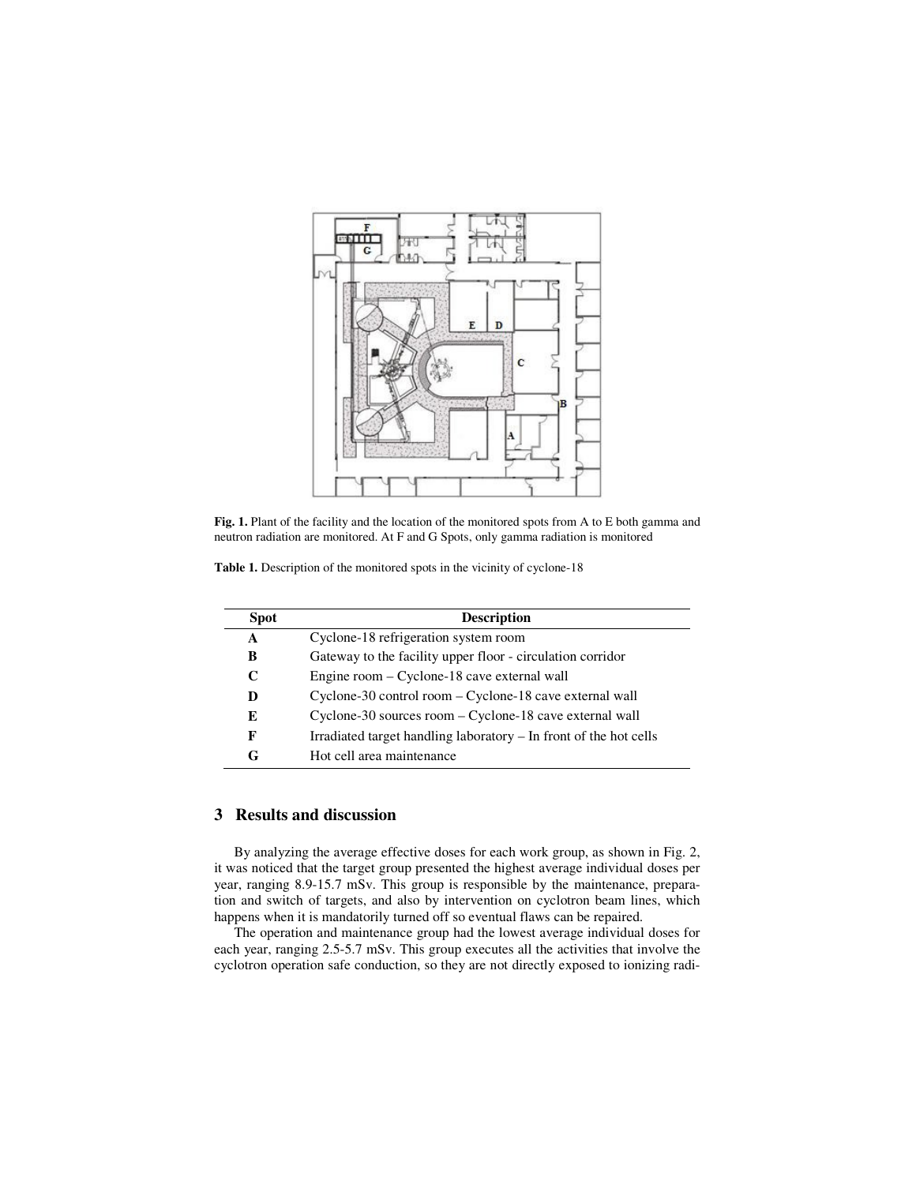Fig. 1. Plant of the facility and the location of the monitored spots from A to E both gamma and neutron radiation are monitored. At F and G Spots, only gamma radiation is monitored

**Table 1.** Description of the monitored spots in the vicinity of cyclone-18

| Spot | Description |
|---|---|
| **A** | Cyclone-18 refrigeration system room |
| **B** | Gateway to the facility upper floor - circulation corridor |
| **C** | Engine room – Cyclone-18 cave external wall |
| **D** | Cyclone-30 control room – Cyclone-18 cave external wall |
| **E** | Cyclone-30 sources room – Cyclone-18 cave external wall |
| **F** | Irradiated target handling laboratory – In front of the hot cells |
| **G** | Hot cell area maintenance |

## 3 Results and discussion

By analyzing the average effective doses for each work group, as shown in Fig. 2, it was noticed that the target group presented the highest average individual doses per year, ranging 8.9-15.7 mSv. This group is responsible by the maintenance, preparation and switch of targets, and also by intervention on cyclotron beam lines, which happens when it is mandatorily turned off so eventual flaws can be repaired.

The operation and maintenance group had the lowest average individual doses for each year, ranging 2.5-5.7 mSv. This group executes all the activities that involve the cyclotron operation safe conduction, so they are not directly exposed to ionizing radi-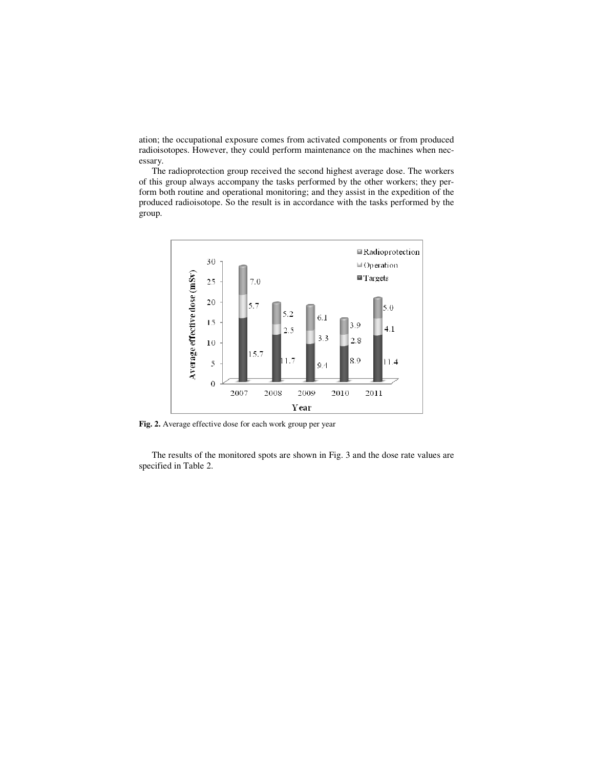ation; the occupational exposure comes from activated components or from produced radioisotopes. However, they could perform maintenance on the machines when necessary.

The radioprotection group received the second highest average dose. The workers of this group always accompany the tasks performed by the other workers; they perform both routine and operational monitoring; and they assist in the expedition of the produced radioisotope. So the result is in accordance with the tasks performed by the group.

**Fig. 2.** Average effective dose for each work group per year

The results of the monitored spots are shown in Fig. 3 and the dose rate values are specified in Table 2.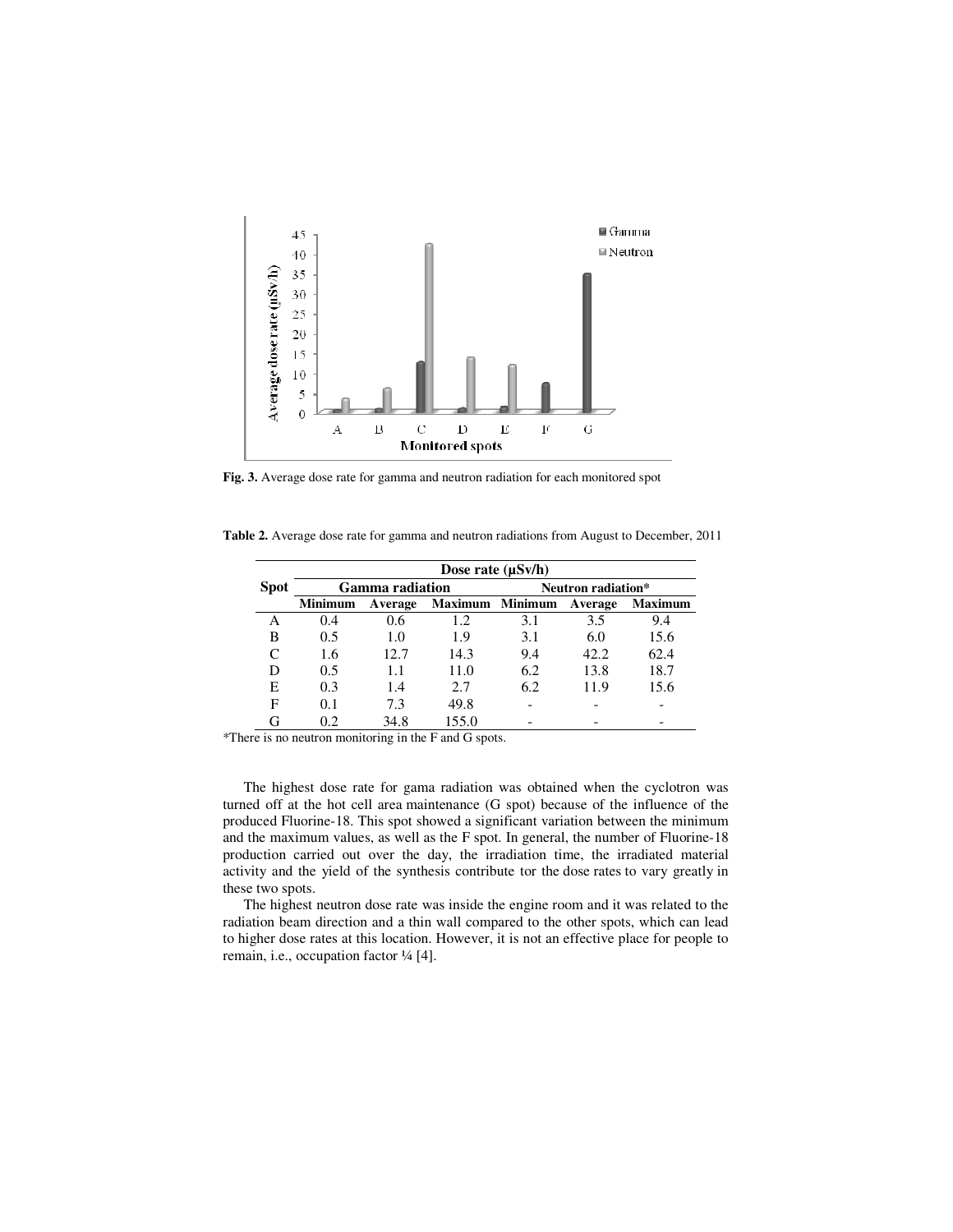Fig. 3. Average dose rate for gamma and neutron radiation for each monitored spot

**Table 2.** Average dose rate for gamma and neutron radiations from August to December, 2011

| Spot | Dose rate (µSv/h) | | | | | |
|---|---|---|---|---|---|---|
| | Gamma radiation | | | Neutron radiation* | | |
| | Minimum | Average | Maximum | Minimum | Average | Maximum |
| A | 0.4 | 0.6 | 1.2 | 3.1 | 3.5 | 9.4 |
| B | 0.5 | 1.0 | 1.9 | 3.1 | 6.0 | 15.6 |
| C | 1.6 | 12.7 | 14.3 | 9.4 | 42.2 | 62.4 |
| D | 0.5 | 1.1 | 11.0 | 6.2 | 13.8 | 18.7 |
| E | 0.3 | 1.4 | 2.7 | 6.2 | 11.9 | 15.6 |
| F | 0.1 | 7.3 | 49.8 | - | - | - |
| G | 0.2 | 34.8 | 155.0 | - | - | - |

*There is no neutron monitoring in the F and G spots.

The highest dose rate for gama radiation was obtained when the cyclotron was turned off at the hot cell area maintenance (G spot) because of the influence of the produced Fluorine-18. This spot showed a significant variation between the minimum and the maximum values, as well as the F spot. In general, the number of Fluorine-18 production carried out over the day, the irradiation time, the irradiated material activity and the yield of the synthesis contribute tor the dose rates to vary greatly in these two spots.

The highest neutron dose rate was inside the engine room and it was related to the radiation beam direction and a thin wall compared to the other spots, which can lead to higher dose rates at this location. However, it is not an effective place for people to remain, i.e., occupation factor ¼ [4].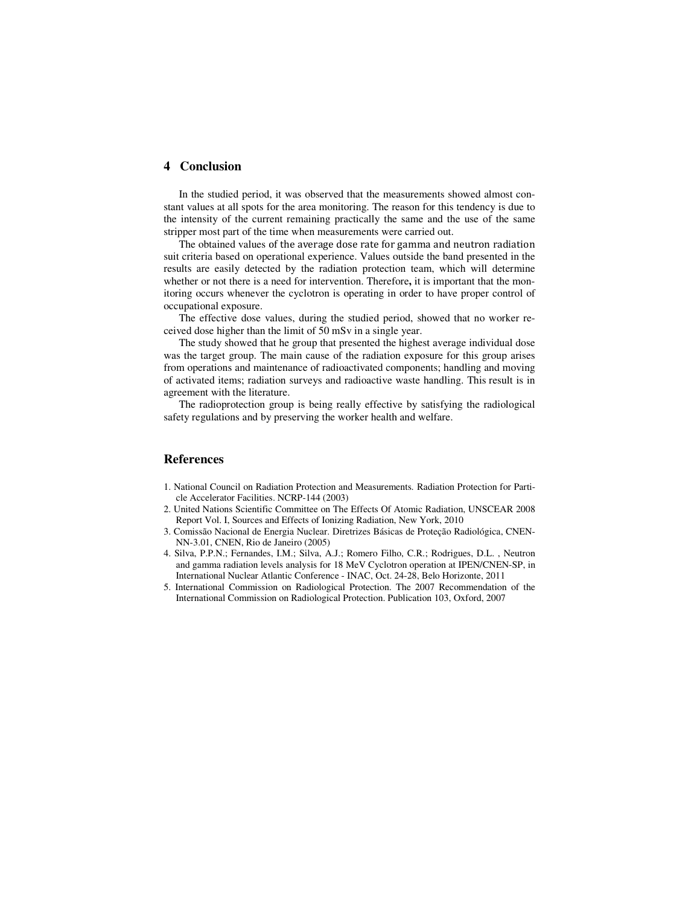## 4 Conclusion

In the studied period, it was observed that the measurements showed almost constant values at all spots for the area monitoring. The reason for this tendency is due to the intensity of the current remaining practically the same and the use of the same stripper most part of the time when measurements were carried out.

The obtained values of the average dose rate for gamma and neutron radiation suit criteria based on operational experience. Values outside the band presented in the results are easily detected by the radiation protection team, which will determine whether or not there is a need for intervention. Therefore**,** it is important that the monitoring occurs whenever the cyclotron is operating in order to have proper control of occupational exposure.

The effective dose values, during the studied period, showed that no worker received dose higher than the limit of 50 mSv in a single year.

The study showed that he group that presented the highest average individual dose was the target group. The main cause of the radiation exposure for this group arises from operations and maintenance of radioactivated components; handling and moving of activated items; radiation surveys and radioactive waste handling. This result is in agreement with the literature.

The radioprotection group is being really effective by satisfying the radiological safety regulations and by preserving the worker health and welfare.

## References

1. National Council on Radiation Protection and Measurements. Radiation Protection for Particle Accelerator Facilities. NCRP-144 (2003)
2. United Nations Scientific Committee on The Effects Of Atomic Radiation, UNSCEAR 2008 Report Vol. I, Sources and Effects of Ionizing Radiation, New York, 2010
3. Comissão Nacional de Energia Nuclear. Diretrizes Básicas de Proteção Radiológica, CNEN-NN-3.01, CNEN, Rio de Janeiro (2005)
4. Silva, P.P.N.; Fernandes, I.M.; Silva, A.J.; Romero Filho, C.R.; Rodrigues, D.L. , Neutron and gamma radiation levels analysis for 18 MeV Cyclotron operation at IPEN/CNEN-SP, in International Nuclear Atlantic Conference - INAC, Oct. 24-28, Belo Horizonte, 2011
5. International Commission on Radiological Protection. The 2007 Recommendation of the International Commission on Radiological Protection. Publication 103, Oxford, 2007